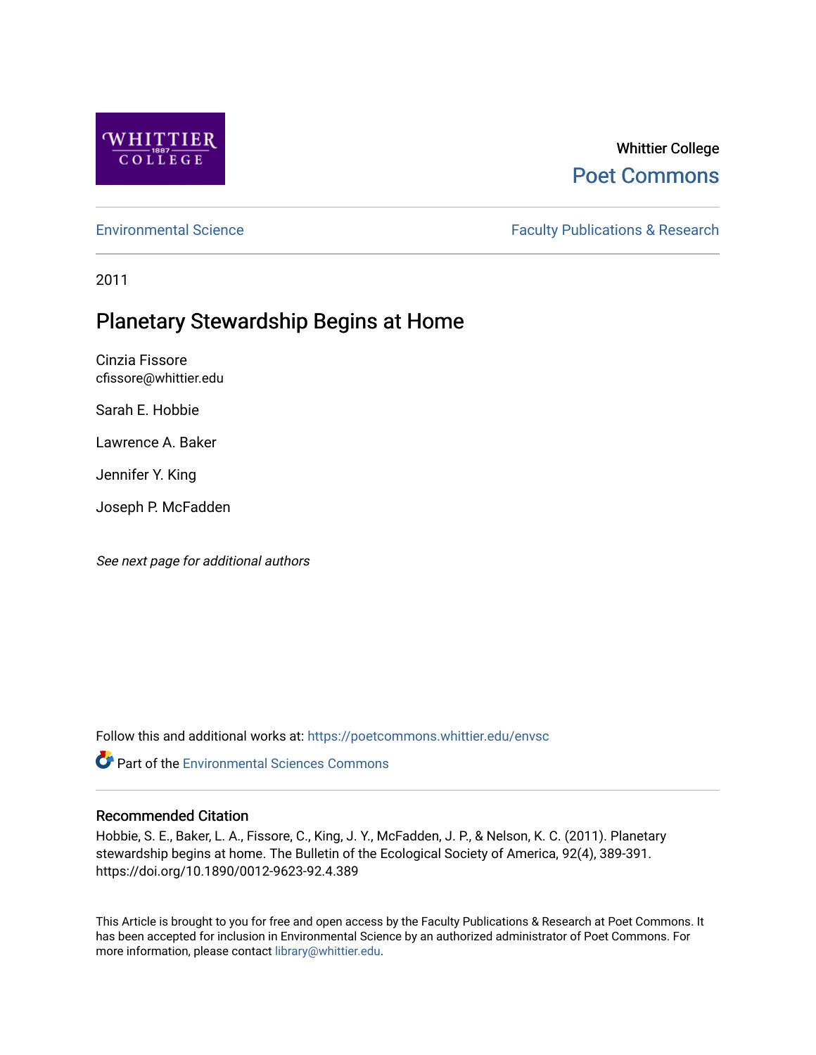Whittier College

Poet Commons

Environmental Science

Faculty Publications & Research

2011

# Planetary Stewardship Begins at Home

Cinzia Fissore
cfissore@whittier.edu

Sarah E. Hobbie

Lawrence A. Baker

Jennifer Y. King

Joseph P. McFadden

*See next page for additional authors*

Follow this and additional works at: https://poetcommons.whittier.edu/envsc

Part of the Environmental Sciences Commons

## Recommended Citation

Hobbie, S. E., Baker, L. A., Fissore, C., King, J. Y., McFadden, J. P., & Nelson, K. C. (2011). Planetary stewardship begins at home. The Bulletin of the Ecological Society of America, 92(4), 389-391. https://doi.org/10.1890/0012-9623-92.4.389

This Article is brought to you for free and open access by the Faculty Publications & Research at Poet Commons. It has been accepted for inclusion in Environmental Science by an authorized administrator of Poet Commons. For more information, please contact library@whittier.edu.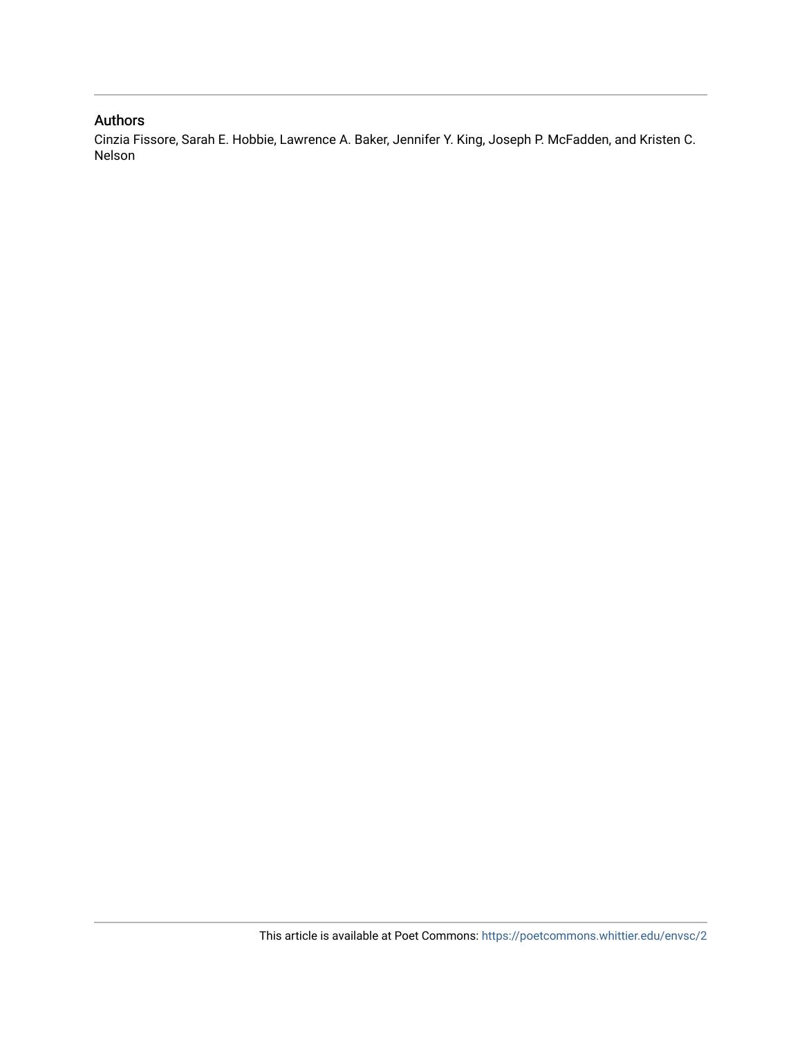## Authors

Cinzia Fissore, Sarah E. Hobbie, Lawrence A. Baker, Jennifer Y. King, Joseph P. McFadden, and Kristen C. Nelson

This article is available at Poet Commons: https://poetcommons.whittier.edu/envsc/2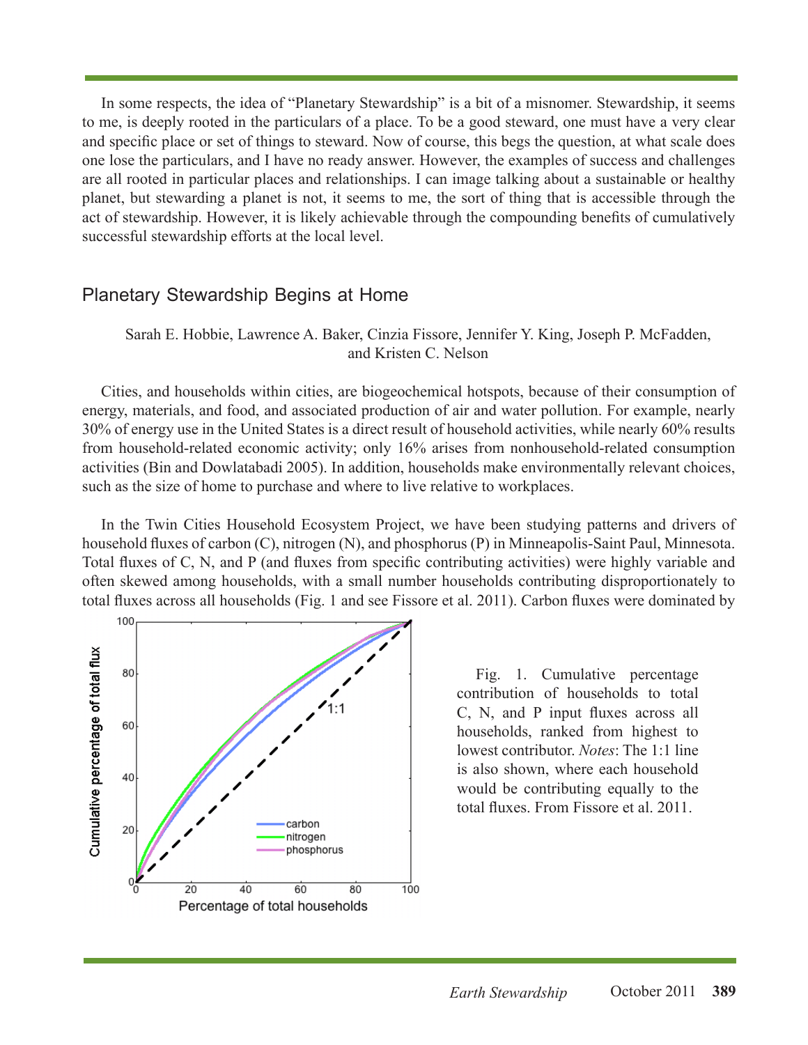In some respects, the idea of "Planetary Stewardship" is a bit of a misnomer. Stewardship, it seems to me, is deeply rooted in the particulars of a place. To be a good steward, one must have a very clear and specific place or set of things to steward. Now of course, this begs the question, at what scale does one lose the particulars, and I have no ready answer. However, the examples of success and challenges are all rooted in particular places and relationships. I can image talking about a sustainable or healthy planet, but stewarding a planet is not, it seems to me, the sort of thing that is accessible through the act of stewardship. However, it is likely achievable through the compounding benefits of cumulatively successful stewardship efforts at the local level.

## Planetary Stewardship Begins at Home

Sarah E. Hobbie, Lawrence A. Baker, Cinzia Fissore, Jennifer Y. King, Joseph P. McFadden, and Kristen C. Nelson

Cities, and households within cities, are biogeochemical hotspots, because of their consumption of energy, materials, and food, and associated production of air and water pollution. For example, nearly 30% of energy use in the United States is a direct result of household activities, while nearly 60% results from household-related economic activity; only 16% arises from nonhousehold-related consumption activities (Bin and Dowlatabadi 2005). In addition, households make environmentally relevant choices, such as the size of home to purchase and where to live relative to workplaces.

In the Twin Cities Household Ecosystem Project, we have been studying patterns and drivers of household fluxes of carbon (C), nitrogen (N), and phosphorus (P) in Minneapolis-Saint Paul, Minnesota. Total fluxes of C, N, and P (and fluxes from specific contributing activities) were highly variable and often skewed among households, with a small number households contributing disproportionately to total fluxes across all households (Fig. 1 and see Fissore et al. 2011). Carbon fluxes were dominated by

Fig. 1. Cumulative percentage contribution of households to total C, N, and P input fluxes across all households, ranked from highest to lowest contributor. *Notes*: The 1:1 line is also shown, where each household would be contributing equally to the total fluxes. From Fissore et al. 2011.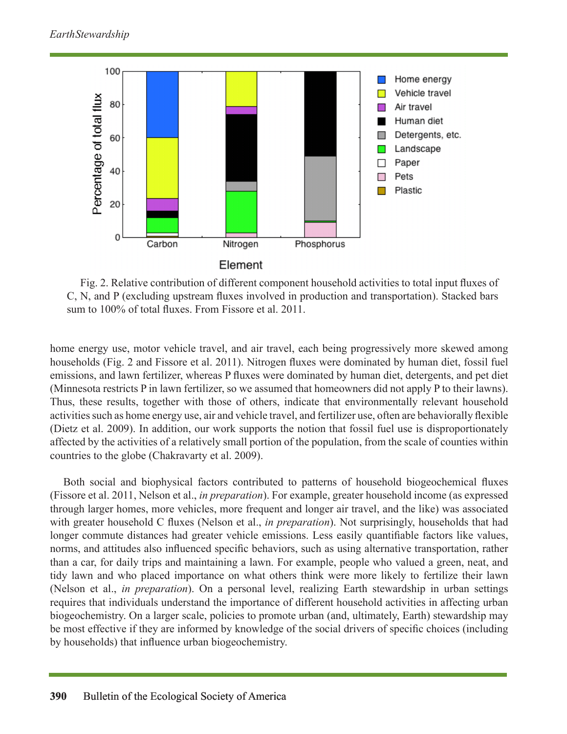Fig. 2. Relative contribution of different component household activities to total input fluxes of C, N, and P (excluding upstream fluxes involved in production and transportation). Stacked bars sum to 100% of total fluxes. From Fissore et al. 2011.

home energy use, motor vehicle travel, and air travel, each being progressively more skewed among households (Fig. 2 and Fissore et al. 2011). Nitrogen fluxes were dominated by human diet, fossil fuel emissions, and lawn fertilizer, whereas P fluxes were dominated by human diet, detergents, and pet diet (Minnesota restricts P in lawn fertilizer, so we assumed that homeowners did not apply P to their lawns). Thus, these results, together with those of others, indicate that environmentally relevant household activities such as home energy use, air and vehicle travel, and fertilizer use, often are behaviorally flexible (Dietz et al. 2009). In addition, our work supports the notion that fossil fuel use is disproportionately affected by the activities of a relatively small portion of the population, from the scale of counties within countries to the globe (Chakravarty et al. 2009).

Both social and biophysical factors contributed to patterns of household biogeochemical fluxes (Fissore et al. 2011, Nelson et al., *in preparation*). For example, greater household income (as expressed through larger homes, more vehicles, more frequent and longer air travel, and the like) was associated with greater household C fluxes (Nelson et al., *in preparation*). Not surprisingly, households that had longer commute distances had greater vehicle emissions. Less easily quantifiable factors like values, norms, and attitudes also influenced specific behaviors, such as using alternative transportation, rather than a car, for daily trips and maintaining a lawn. For example, people who valued a green, neat, and tidy lawn and who placed importance on what others think were more likely to fertilize their lawn (Nelson et al., *in preparation*). On a personal level, realizing Earth stewardship in urban settings requires that individuals understand the importance of different household activities in affecting urban biogeochemistry. On a larger scale, policies to promote urban (and, ultimately, Earth) stewardship may be most effective if they are informed by knowledge of the social drivers of specific choices (including by households) that influence urban biogeochemistry.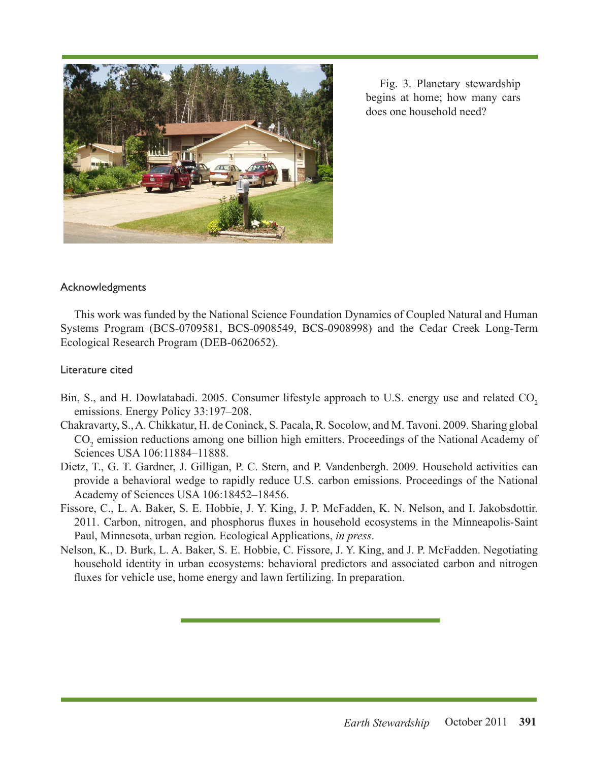Fig. 3. Planetary stewardship begins at home; how many cars does one household need?

## Acknowledgments

This work was funded by the National Science Foundation Dynamics of Coupled Natural and Human Systems Program (BCS-0709581, BCS-0908549, BCS-0908998) and the Cedar Creek Long-Term Ecological Research Program (DEB-0620652).

## Literature cited

Bin, S., and H. Dowlatabadi. 2005. Consumer lifestyle approach to U.S. energy use and related $CO_2$ emissions. Energy Policy 33:197–208.

Chakravarty, S., A. Chikkatur, H. de Coninck, S. Pacala, R. Socolow, and M. Tavoni. 2009. Sharing global $CO_2$ emission reductions among one billion high emitters. Proceedings of the National Academy of Sciences USA 106:11884–11888.

Dietz, T., G. T. Gardner, J. Gilligan, P. C. Stern, and P. Vandenbergh. 2009. Household activities can provide a behavioral wedge to rapidly reduce U.S. carbon emissions. Proceedings of the National Academy of Sciences USA 106:18452–18456.

Fissore, C., L. A. Baker, S. E. Hobbie, J. Y. King, J. P. McFadden, K. N. Nelson, and I. Jakobsdottir. 2011. Carbon, nitrogen, and phosphorus fluxes in household ecosystems in the Minneapolis-Saint Paul, Minnesota, urban region. Ecological Applications, *in press*.

Nelson, K., D. Burk, L. A. Baker, S. E. Hobbie, C. Fissore, J. Y. King, and J. P. McFadden. Negotiating household identity in urban ecosystems: behavioral predictors and associated carbon and nitrogen fluxes for vehicle use, home energy and lawn fertilizing. In preparation.